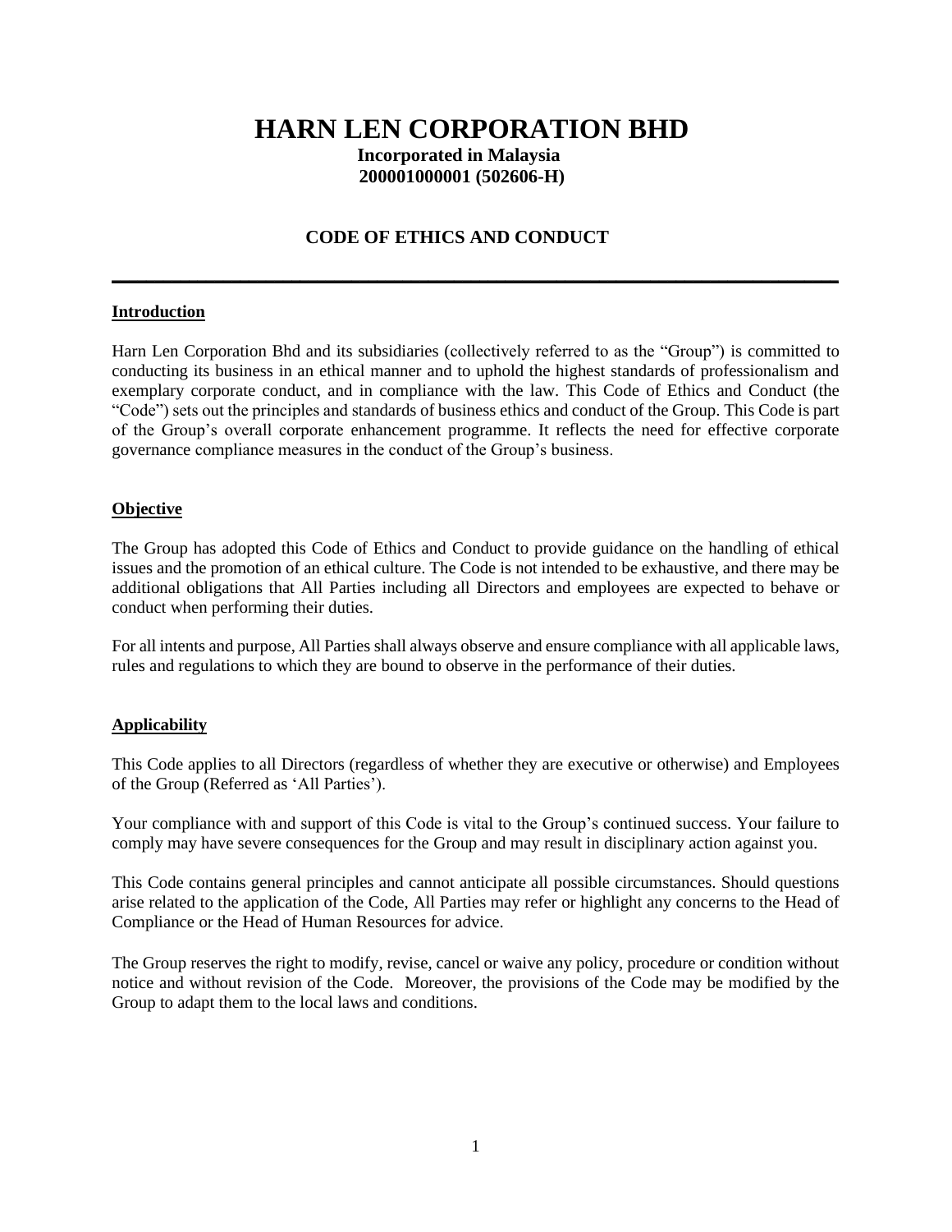# HARN LEN CORPORATION BHD

**Incorporated in Malaysia**
**200001000001 (502606-H)**

## CODE OF ETHICS AND CONDUCT

---

### Introduction

Harn Len Corporation Bhd and its subsidiaries (collectively referred to as the "Group") is committed to conducting its business in an ethical manner and to uphold the highest standards of professionalism and exemplary corporate conduct, and in compliance with the law. This Code of Ethics and Conduct (the "Code") sets out the principles and standards of business ethics and conduct of the Group. This Code is part of the Group's overall corporate enhancement programme. It reflects the need for effective corporate governance compliance measures in the conduct of the Group's business.

### Objective

The Group has adopted this Code of Ethics and Conduct to provide guidance on the handling of ethical issues and the promotion of an ethical culture. The Code is not intended to be exhaustive, and there may be additional obligations that All Parties including all Directors and employees are expected to behave or conduct when performing their duties.

For all intents and purpose, All Parties shall always observe and ensure compliance with all applicable laws, rules and regulations to which they are bound to observe in the performance of their duties.

### Applicability

This Code applies to all Directors (regardless of whether they are executive or otherwise) and Employees of the Group (Referred as 'All Parties').

Your compliance with and support of this Code is vital to the Group's continued success. Your failure to comply may have severe consequences for the Group and may result in disciplinary action against you.

This Code contains general principles and cannot anticipate all possible circumstances. Should questions arise related to the application of the Code, All Parties may refer or highlight any concerns to the Head of Compliance or the Head of Human Resources for advice.

The Group reserves the right to modify, revise, cancel or waive any policy, procedure or condition without notice and without revision of the Code. Moreover, the provisions of the Code may be modified by the Group to adapt them to the local laws and conditions.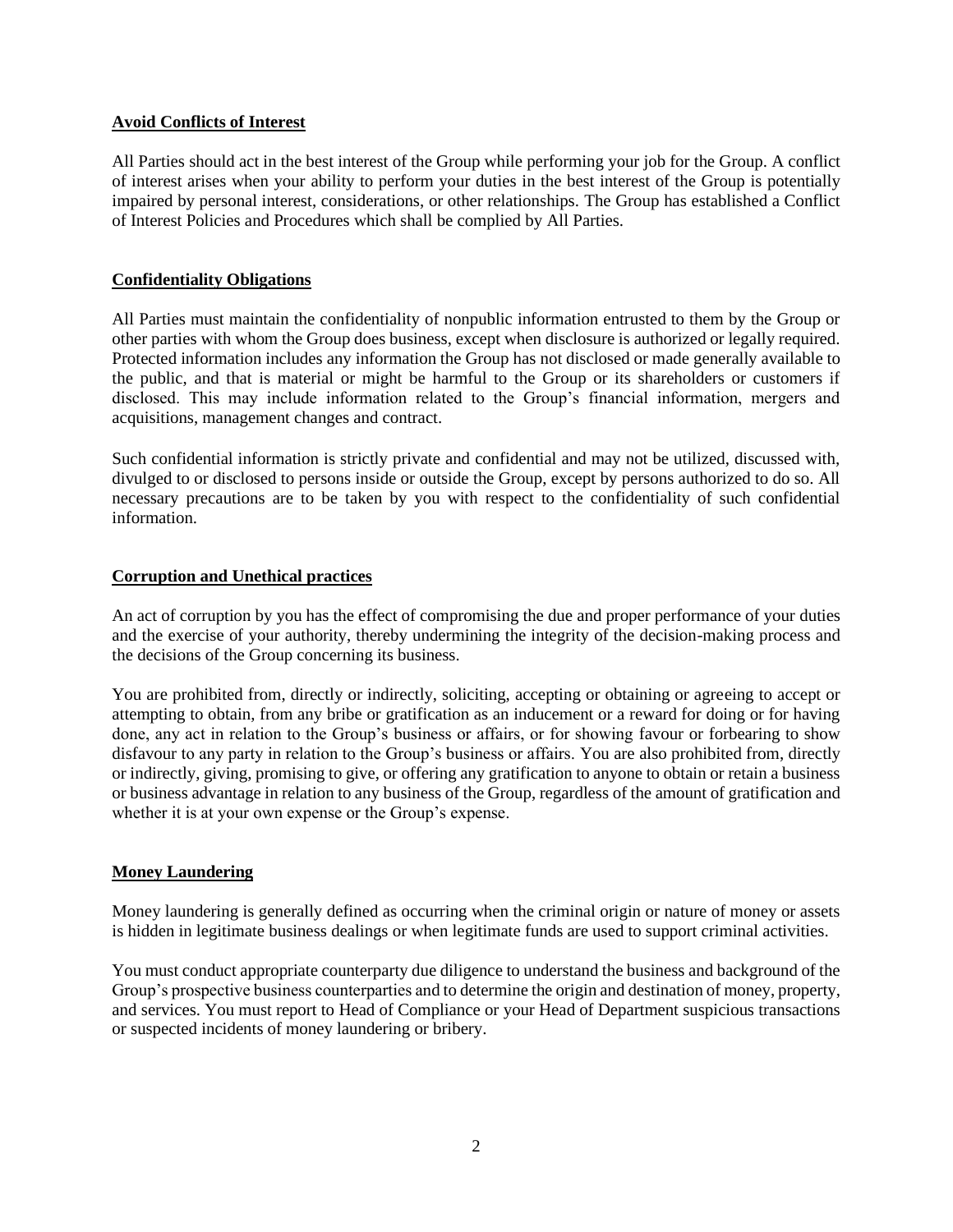**Avoid Conflicts of Interest**

All Parties should act in the best interest of the Group while performing your job for the Group. A conflict of interest arises when your ability to perform your duties in the best interest of the Group is potentially impaired by personal interest, considerations, or other relationships. The Group has established a Conflict of Interest Policies and Procedures which shall be complied by All Parties.

**Confidentiality Obligations**

All Parties must maintain the confidentiality of nonpublic information entrusted to them by the Group or other parties with whom the Group does business, except when disclosure is authorized or legally required. Protected information includes any information the Group has not disclosed or made generally available to the public, and that is material or might be harmful to the Group or its shareholders or customers if disclosed. This may include information related to the Group's financial information, mergers and acquisitions, management changes and contract.

Such confidential information is strictly private and confidential and may not be utilized, discussed with, divulged to or disclosed to persons inside or outside the Group, except by persons authorized to do so. All necessary precautions are to be taken by you with respect to the confidentiality of such confidential information.

**Corruption and Unethical practices**

An act of corruption by you has the effect of compromising the due and proper performance of your duties and the exercise of your authority, thereby undermining the integrity of the decision-making process and the decisions of the Group concerning its business.

You are prohibited from, directly or indirectly, soliciting, accepting or obtaining or agreeing to accept or attempting to obtain, from any bribe or gratification as an inducement or a reward for doing or for having done, any act in relation to the Group's business or affairs, or for showing favour or forbearing to show disfavour to any party in relation to the Group's business or affairs. You are also prohibited from, directly or indirectly, giving, promising to give, or offering any gratification to anyone to obtain or retain a business or business advantage in relation to any business of the Group, regardless of the amount of gratification and whether it is at your own expense or the Group's expense.

**Money Laundering**

Money laundering is generally defined as occurring when the criminal origin or nature of money or assets is hidden in legitimate business dealings or when legitimate funds are used to support criminal activities.

You must conduct appropriate counterparty due diligence to understand the business and background of the Group's prospective business counterparties and to determine the origin and destination of money, property, and services. You must report to Head of Compliance or your Head of Department suspicious transactions or suspected incidents of money laundering or bribery.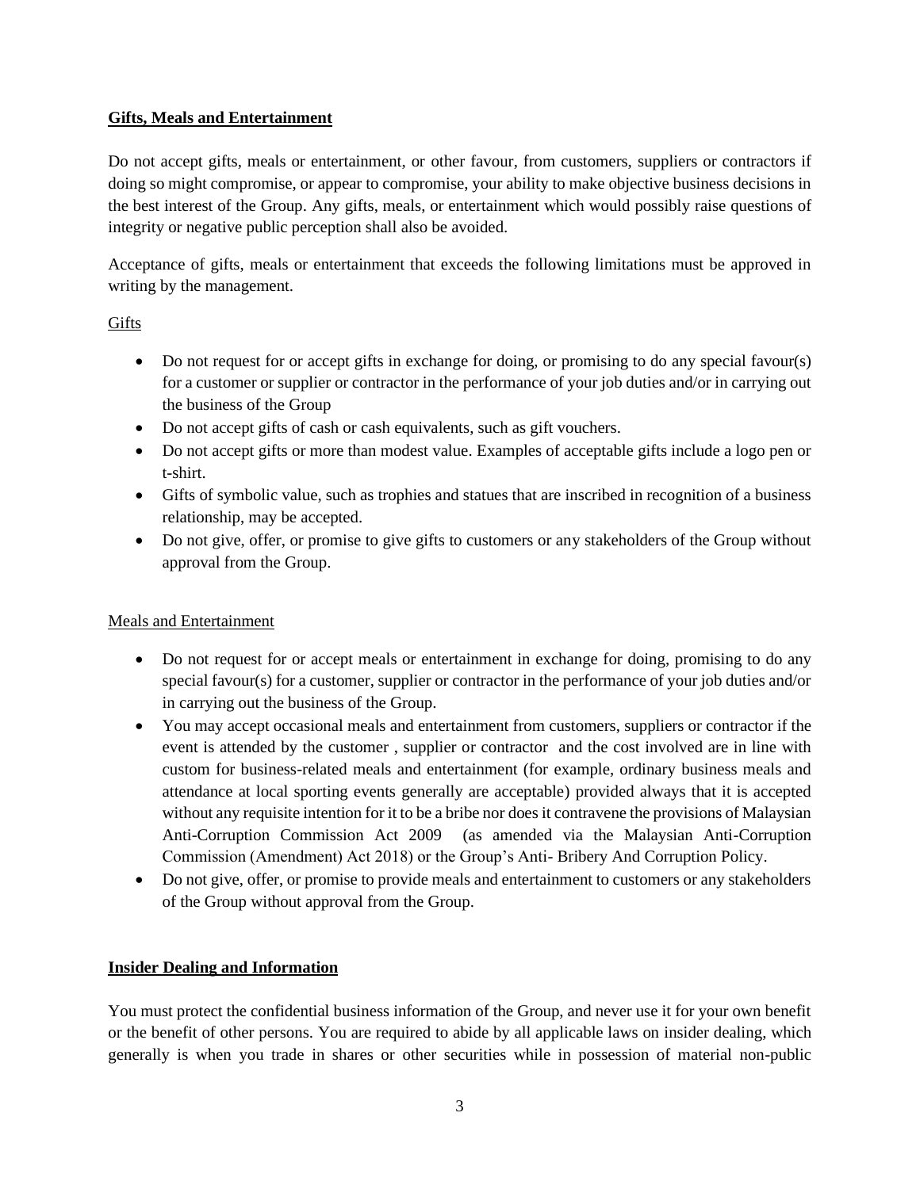**Gifts, Meals and Entertainment**

Do not accept gifts, meals or entertainment, or other favour, from customers, suppliers or contractors if doing so might compromise, or appear to compromise, your ability to make objective business decisions in the best interest of the Group. Any gifts, meals, or entertainment which would possibly raise questions of integrity or negative public perception shall also be avoided.

Acceptance of gifts, meals or entertainment that exceeds the following limitations must be approved in writing by the management.

Gifts

- Do not request for or accept gifts in exchange for doing, or promising to do any special favour(s) for a customer or supplier or contractor in the performance of your job duties and/or in carrying out the business of the Group
- Do not accept gifts of cash or cash equivalents, such as gift vouchers.
- Do not accept gifts or more than modest value. Examples of acceptable gifts include a logo pen or t-shirt.
- Gifts of symbolic value, such as trophies and statues that are inscribed in recognition of a business relationship, may be accepted.
- Do not give, offer, or promise to give gifts to customers or any stakeholders of the Group without approval from the Group.

Meals and Entertainment

- Do not request for or accept meals or entertainment in exchange for doing, promising to do any special favour(s) for a customer, supplier or contractor in the performance of your job duties and/or in carrying out the business of the Group.
- You may accept occasional meals and entertainment from customers, suppliers or contractor if the event is attended by the customer , supplier or contractor and the cost involved are in line with custom for business-related meals and entertainment (for example, ordinary business meals and attendance at local sporting events generally are acceptable) provided always that it is accepted without any requisite intention for it to be a bribe nor does it contravene the provisions of Malaysian Anti-Corruption Commission Act 2009 (as amended via the Malaysian Anti-Corruption Commission (Amendment) Act 2018) or the Group's Anti- Bribery And Corruption Policy.
- Do not give, offer, or promise to provide meals and entertainment to customers or any stakeholders of the Group without approval from the Group.

**Insider Dealing and Information**

You must protect the confidential business information of the Group, and never use it for your own benefit or the benefit of other persons. You are required to abide by all applicable laws on insider dealing, which generally is when you trade in shares or other securities while in possession of material non-public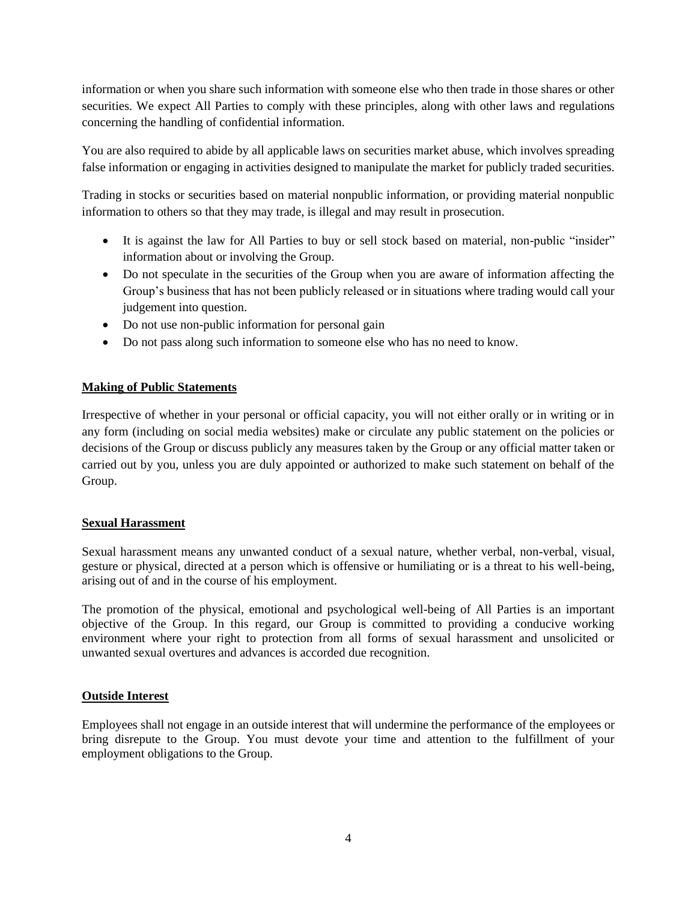information or when you share such information with someone else who then trade in those shares or other securities. We expect All Parties to comply with these principles, along with other laws and regulations concerning the handling of confidential information.

You are also required to abide by all applicable laws on securities market abuse, which involves spreading false information or engaging in activities designed to manipulate the market for publicly traded securities.

Trading in stocks or securities based on material nonpublic information, or providing material nonpublic information to others so that they may trade, is illegal and may result in prosecution.

- It is against the law for All Parties to buy or sell stock based on material, non-public "insider" information about or involving the Group.
- Do not speculate in the securities of the Group when you are aware of information affecting the Group's business that has not been publicly released or in situations where trading would call your judgement into question.
- Do not use non-public information for personal gain
- Do not pass along such information to someone else who has no need to know.

**Making of Public Statements**

Irrespective of whether in your personal or official capacity, you will not either orally or in writing or in any form (including on social media websites) make or circulate any public statement on the policies or decisions of the Group or discuss publicly any measures taken by the Group or any official matter taken or carried out by you, unless you are duly appointed or authorized to make such statement on behalf of the Group.

**Sexual Harassment**

Sexual harassment means any unwanted conduct of a sexual nature, whether verbal, non-verbal, visual, gesture or physical, directed at a person which is offensive or humiliating or is a threat to his well-being, arising out of and in the course of his employment.

The promotion of the physical, emotional and psychological well-being of All Parties is an important objective of the Group. In this regard, our Group is committed to providing a conducive working environment where your right to protection from all forms of sexual harassment and unsolicited or unwanted sexual overtures and advances is accorded due recognition.

**Outside Interest**

Employees shall not engage in an outside interest that will undermine the performance of the employees or bring disrepute to the Group. You must devote your time and attention to the fulfillment of your employment obligations to the Group.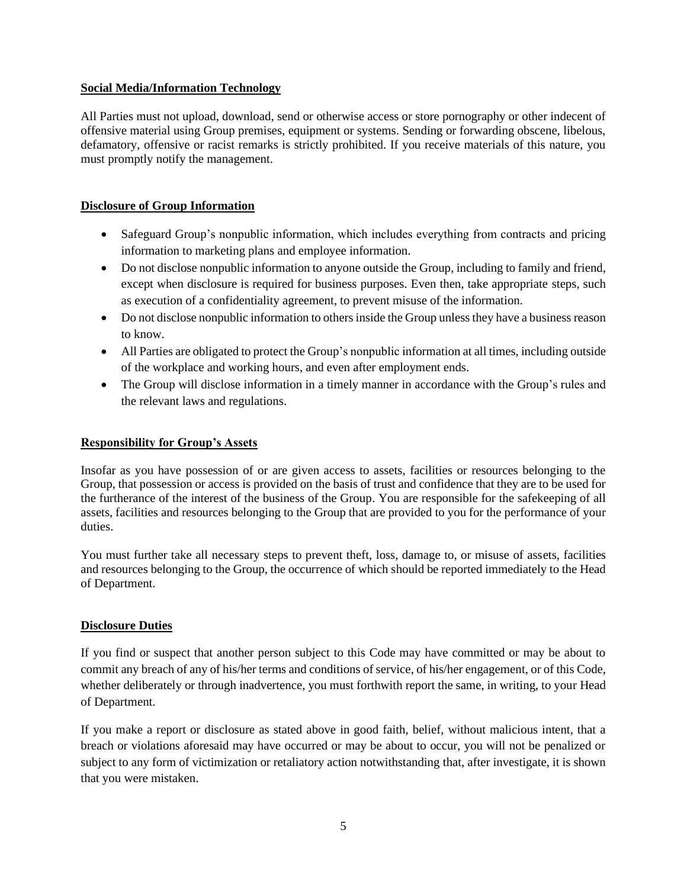**Social Media/Information Technology**

All Parties must not upload, download, send or otherwise access or store pornography or other indecent of offensive material using Group premises, equipment or systems. Sending or forwarding obscene, libelous, defamatory, offensive or racist remarks is strictly prohibited. If you receive materials of this nature, you must promptly notify the management.

**Disclosure of Group Information**

- Safeguard Group's nonpublic information, which includes everything from contracts and pricing information to marketing plans and employee information.
- Do not disclose nonpublic information to anyone outside the Group, including to family and friend, except when disclosure is required for business purposes. Even then, take appropriate steps, such as execution of a confidentiality agreement, to prevent misuse of the information.
- Do not disclose nonpublic information to others inside the Group unless they have a business reason to know.
- All Parties are obligated to protect the Group's nonpublic information at all times, including outside of the workplace and working hours, and even after employment ends.
- The Group will disclose information in a timely manner in accordance with the Group's rules and the relevant laws and regulations.

**Responsibility for Group's Assets**

Insofar as you have possession of or are given access to assets, facilities or resources belonging to the Group, that possession or access is provided on the basis of trust and confidence that they are to be used for the furtherance of the interest of the business of the Group. You are responsible for the safekeeping of all assets, facilities and resources belonging to the Group that are provided to you for the performance of your duties.

You must further take all necessary steps to prevent theft, loss, damage to, or misuse of assets, facilities and resources belonging to the Group, the occurrence of which should be reported immediately to the Head of Department.

**Disclosure Duties**

If you find or suspect that another person subject to this Code may have committed or may be about to commit any breach of any of his/her terms and conditions of service, of his/her engagement, or of this Code, whether deliberately or through inadvertence, you must forthwith report the same, in writing, to your Head of Department.

If you make a report or disclosure as stated above in good faith, belief, without malicious intent, that a breach or violations aforesaid may have occurred or may be about to occur, you will not be penalized or subject to any form of victimization or retaliatory action notwithstanding that, after investigate, it is shown that you were mistaken.